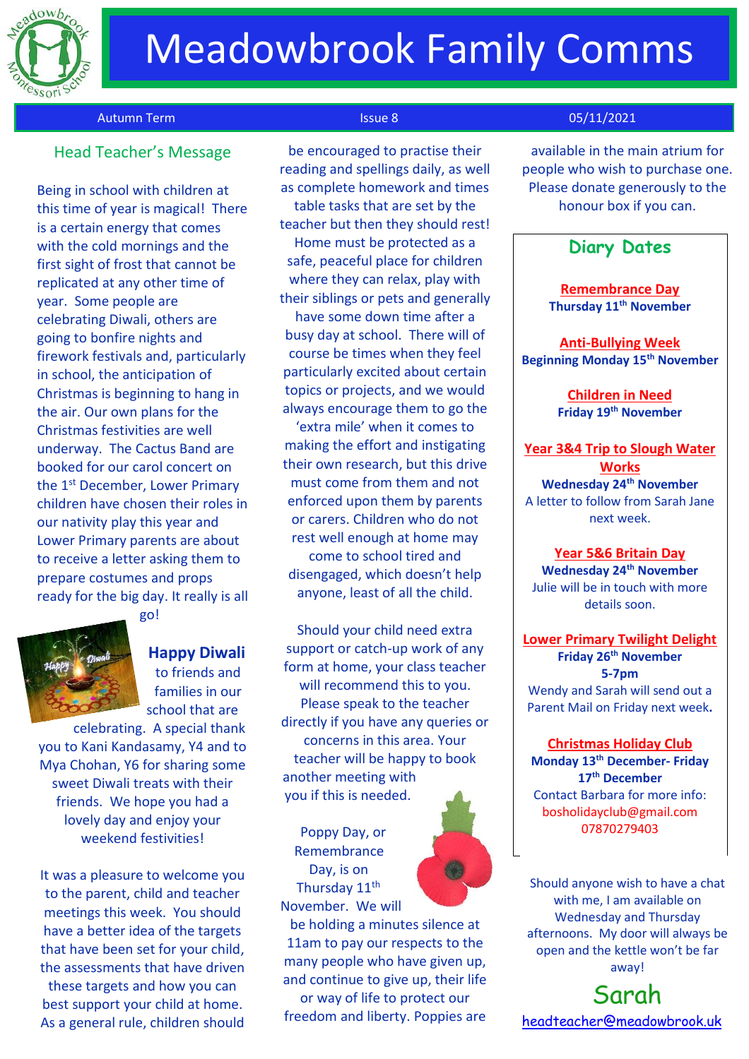# Meadowbrook Family Comms

Autumn Term | Issue 8 | 05/11/2021

## Head Teacher's Message

Being in school with children at this time of year is magical! There is a certain energy that comes with the cold mornings and the first sight of frost that cannot be replicated at any other time of year. Some people are celebrating Diwali, others are going to bonfire nights and firework festivals and, particularly in school, the anticipation of Christmas is beginning to hang in the air. Our own plans for the Christmas festivities are well underway. The Cactus Band are booked for our carol concert on the 1st December, Lower Primary children have chosen their roles in our nativity play this year and Lower Primary parents are about to receive a letter asking them to prepare costumes and props ready for the big day. It really is all go!

**Happy Diwali** to friends and families in our school that are celebrating. A special thank you to Kani Kandasamy, Y4 and to Mya Chohan, Y6 for sharing some sweet Diwali treats with their friends. We hope you had a lovely day and enjoy your weekend festivities!

It was a pleasure to welcome you to the parent, child and teacher meetings this week. You should have a better idea of the targets that have been set for your child, the assessments that have driven these targets and how you can best support your child at home. As a general rule, children should be encouraged to practise their reading and spellings daily, as well as complete homework and times table tasks that are set by the teacher but then they should rest! Home must be protected as a safe, peaceful place for children where they can relax, play with their siblings or pets and generally have some down time after a busy day at school. There will of course be times when they feel particularly excited about certain topics or projects, and we would always encourage them to go the 'extra mile' when it comes to making the effort and instigating their own research, but this drive must come from them and not enforced upon them by parents or carers. Children who do not rest well enough at home may come to school tired and disengaged, which doesn't help anyone, least of all the child.

Should your child need extra support or catch-up work of any form at home, your class teacher will recommend this to you. Please speak to the teacher directly if you have any queries or concerns in this area. Your teacher will be happy to book another meeting with you if this is needed.

Poppy Day, or Remembrance Day, is on Thursday 11th November. We will be holding a minutes silence at 11am to pay our respects to the many people who have given up, and continue to give up, their life or way of life to protect our freedom and liberty. Poppies are available in the main atrium for people who wish to purchase one. Please donate generously to the honour box if you can.

## Diary Dates

**Remembrance Day**
**Thursday 11th November**

**Anti-Bullying Week**
**Beginning Monday 15th November**

**Children in Need**
**Friday 19th November**

**Year 3&4 Trip to Slough Water Works**
**Wednesday 24th November**
A letter to follow from Sarah Jane next week.

**Year 5&6 Britain Day**
**Wednesday 24th November**
Julie will be in touch with more details soon.

**Lower Primary Twilight Delight**
**Friday 26th November**
**5-7pm**
Wendy and Sarah will send out a Parent Mail on Friday next week.

**Christmas Holiday Club**
**Monday 13th December- Friday 17th December**
Contact Barbara for more info:
bosholidayclub@gmail.com
07870279403

Should anyone wish to have a chat with me, I am available on Wednesday and Thursday afternoons. My door will always be open and the kettle won't be far away!

Sarah

headteacher@meadowbrook.uk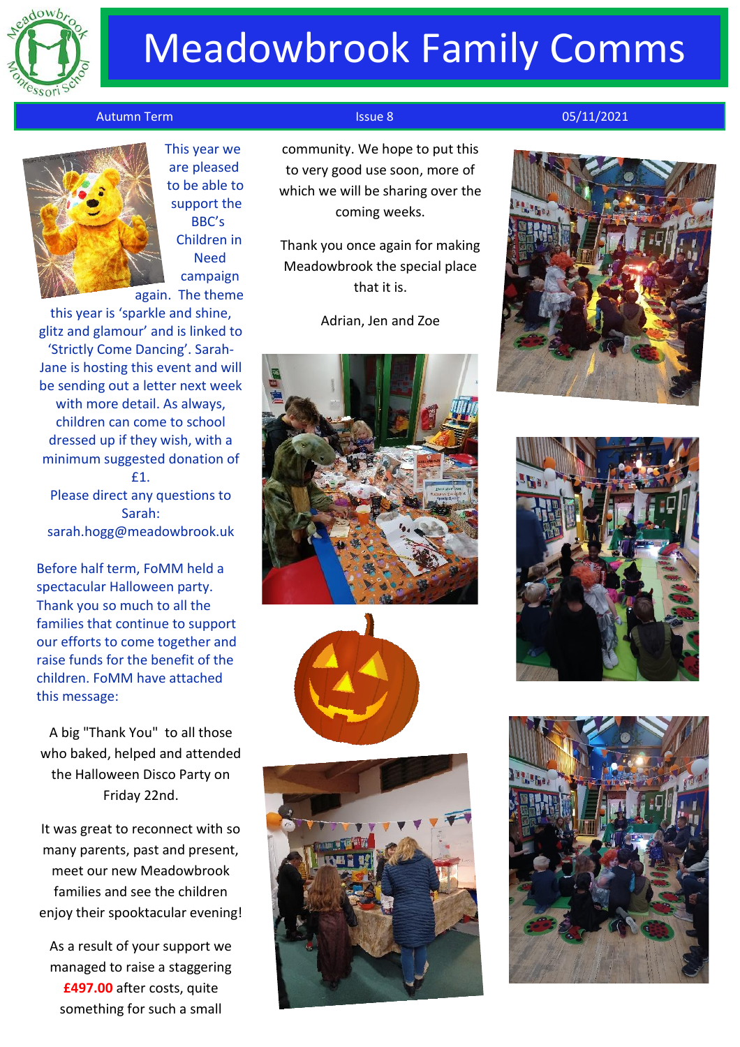# Meadowbrook Family Comms

Autumn Term | Issue 8 | 05/11/2021

This year we are pleased to be able to support the BBC's Children in Need campaign again. The theme this year is 'sparkle and shine, glitz and glamour' and is linked to 'Strictly Come Dancing'. Sarah-Jane is hosting this event and will be sending out a letter next week with more detail. As always, children can come to school dressed up if they wish, with a minimum suggested donation of £1.

Please direct any questions to Sarah: sarah.hogg@meadowbrook.uk

Before half term, FoMM held a spectacular Halloween party. Thank you so much to all the families that continue to support our efforts to come together and raise funds for the benefit of the children. FoMM have attached this message:

A big "Thank You" to all those who baked, helped and attended the Halloween Disco Party on Friday 22nd.

It was great to reconnect with so many parents, past and present, meet our new Meadowbrook families and see the children enjoy their spooktacular evening!

As a result of your support we managed to raise a staggering **£497.00** after costs, quite something for such a small community. We hope to put this to very good use soon, more of which we will be sharing over the coming weeks.

Thank you once again for making Meadowbrook the special place that it is.

Adrian, Jen and Zoe